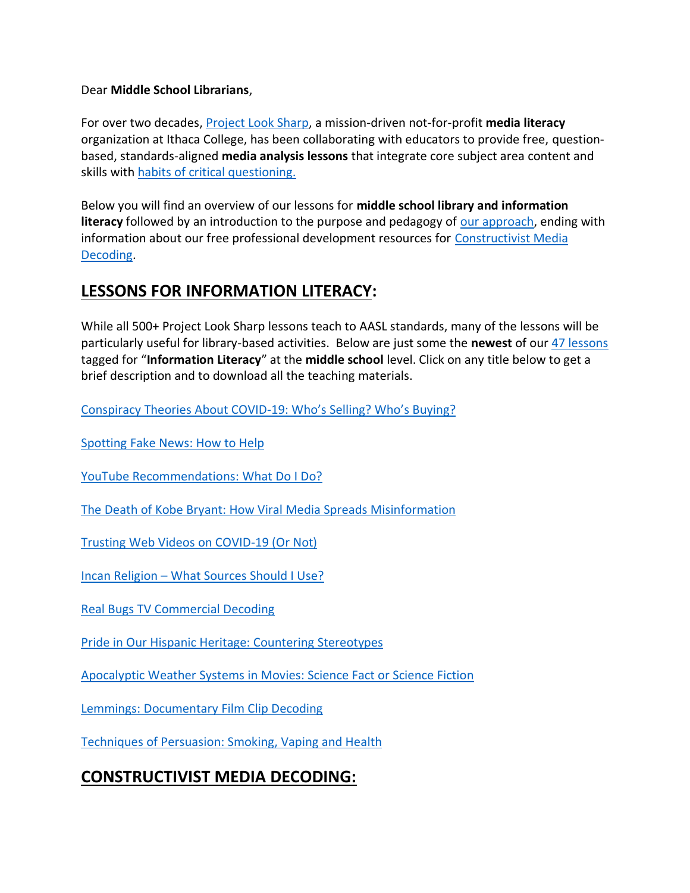Dear **Middle School Librarians**,

For over two decades, [Project Look Sharp](), a mission-driven not-for-profit **media literacy** organization at Ithaca College, has been collaborating with educators to provide free, question-based, standards-aligned **media analysis lessons** that integrate core subject area content and skills with [habits of critical questioning.]()

Below you will find an overview of our lessons for **middle school library and information literacy** followed by an introduction to the purpose and pedagogy of [our approach](), ending with information about our free professional development resources for [Constructivist Media Decoding]().

## LESSONS FOR INFORMATION LITERACY:

While all 500+ Project Look Sharp lessons teach to AASL standards, many of the lessons will be particularly useful for library-based activities. Below are just some the **newest** of our [47 lessons]() tagged for "**Information Literacy**" at the **middle school** level. Click on any title below to get a brief description and to download all the teaching materials.

[Conspiracy Theories About COVID-19: Who's Selling? Who's Buying?]()

[Spotting Fake News: How to Help]()

[YouTube Recommendations: What Do I Do?]()

[The Death of Kobe Bryant: How Viral Media Spreads Misinformation]()

[Trusting Web Videos on COVID-19 (Or Not)]()

[Incan Religion – What Sources Should I Use?]()

[Real Bugs TV Commercial Decoding]()

[Pride in Our Hispanic Heritage: Countering Stereotypes]()

[Apocalyptic Weather Systems in Movies: Science Fact or Science Fiction]()

[Lemmings: Documentary Film Clip Decoding]()

[Techniques of Persuasion: Smoking, Vaping and Health]()

## CONSTRUCTIVIST MEDIA DECODING: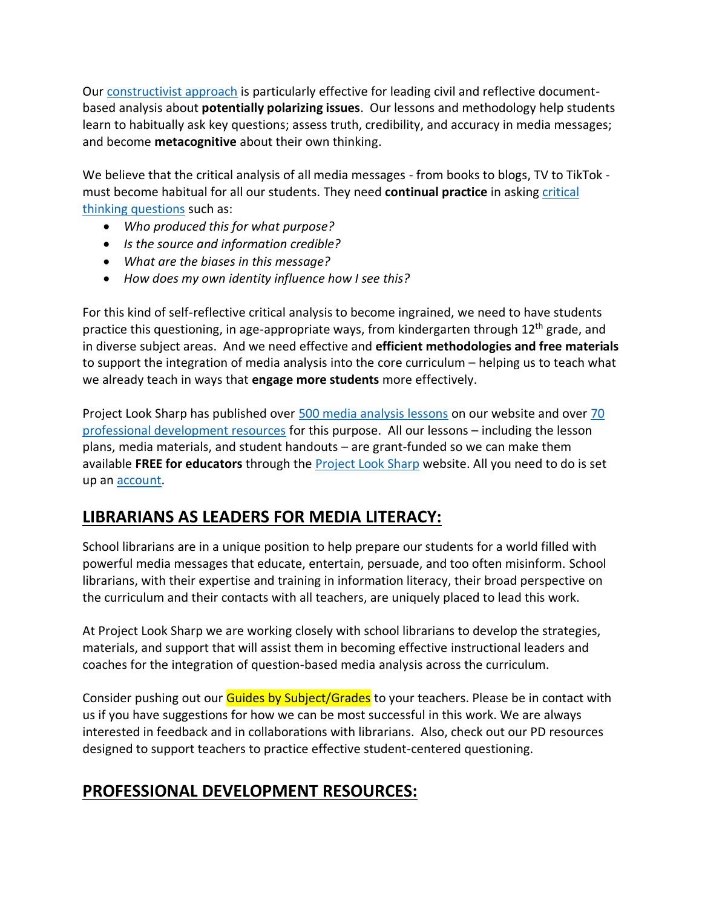Our constructivist approach is particularly effective for leading civil and reflective document-based analysis about **potentially polarizing issues**. Our lessons and methodology help students learn to habitually ask key questions; assess truth, credibility, and accuracy in media messages; and become **metacognitive** about their own thinking.

We believe that the critical analysis of all media messages - from books to blogs, TV to TikTok - must become habitual for all our students. They need **continual practice** in asking critical thinking questions such as:

- *Who produced this for what purpose?*
- *Is the source and information credible?*
- *What are the biases in this message?*
- *How does my own identity influence how I see this?*

For this kind of self-reflective critical analysis to become ingrained, we need to have students practice this questioning, in age-appropriate ways, from kindergarten through 12th grade, and in diverse subject areas. And we need effective and **efficient methodologies and free materials** to support the integration of media analysis into the core curriculum – helping us to teach what we already teach in ways that **engage more students** more effectively.

Project Look Sharp has published over 500 media analysis lessons on our website and over 70 professional development resources for this purpose. All our lessons – including the lesson plans, media materials, and student handouts – are grant-funded so we can make them available **FREE for educators** through the Project Look Sharp website. All you need to do is set up an account.

## LIBRARIANS AS LEADERS FOR MEDIA LITERACY:

School librarians are in a unique position to help prepare our students for a world filled with powerful media messages that educate, entertain, persuade, and too often misinform. School librarians, with their expertise and training in information literacy, their broad perspective on the curriculum and their contacts with all teachers, are uniquely placed to lead this work.

At Project Look Sharp we are working closely with school librarians to develop the strategies, materials, and support that will assist them in becoming effective instructional leaders and coaches for the integration of question-based media analysis across the curriculum.

Consider pushing out our Guides by Subject/Grades to your teachers. Please be in contact with us if you have suggestions for how we can be most successful in this work. We are always interested in feedback and in collaborations with librarians. Also, check out our PD resources designed to support teachers to practice effective student-centered questioning.

## PROFESSIONAL DEVELOPMENT RESOURCES: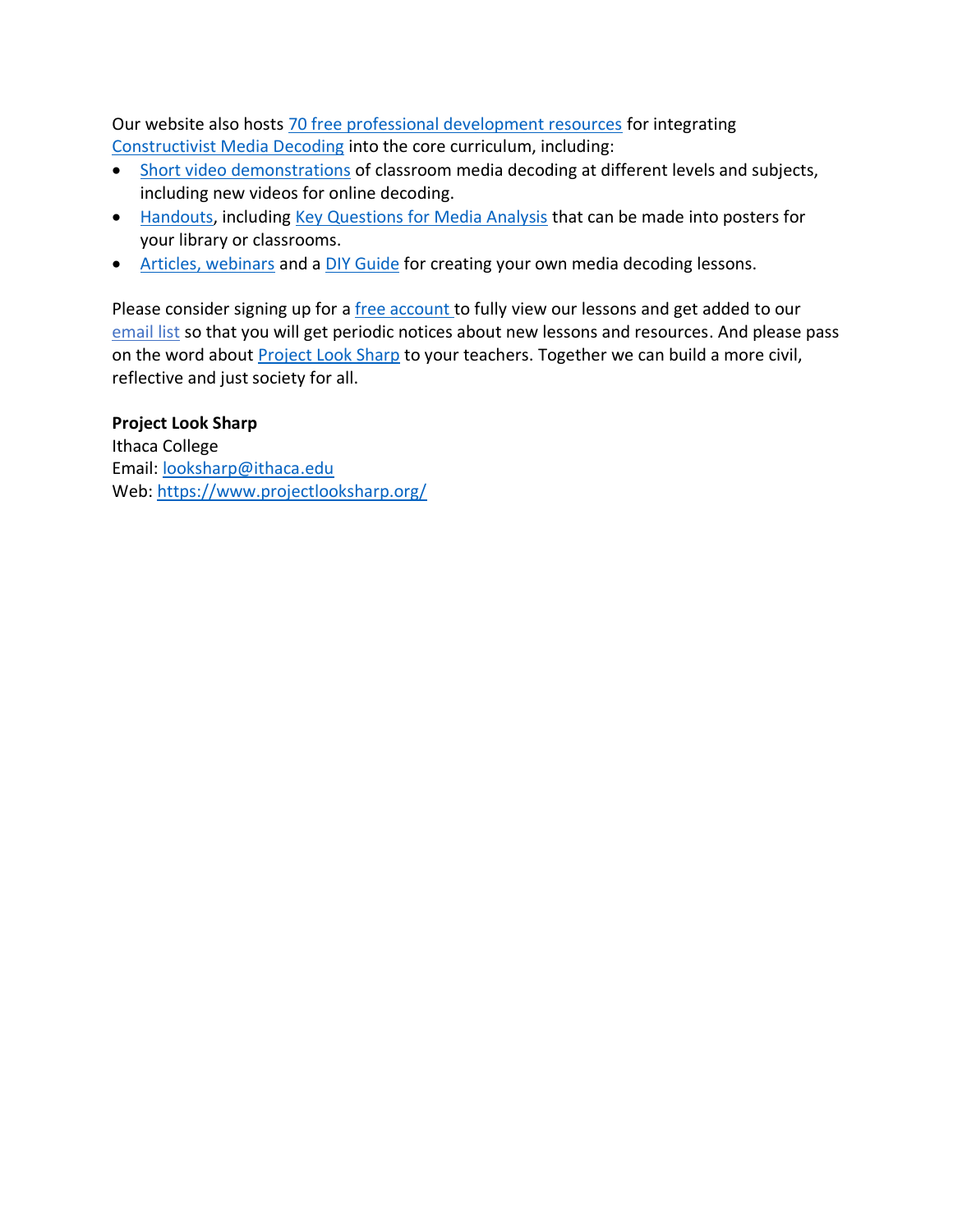Our website also hosts 70 free professional development resources for integrating Constructivist Media Decoding into the core curriculum, including:

- Short video demonstrations of classroom media decoding at different levels and subjects, including new videos for online decoding.
- Handouts, including Key Questions for Media Analysis that can be made into posters for your library or classrooms.
- Articles, webinars and a DIY Guide for creating your own media decoding lessons.

Please consider signing up for a free account to fully view our lessons and get added to our email list so that you will get periodic notices about new lessons and resources. And please pass on the word about Project Look Sharp to your teachers. Together we can build a more civil, reflective and just society for all.

**Project Look Sharp**
Ithaca College
Email: looksharp@ithaca.edu
Web: https://www.projectlooksharp.org/